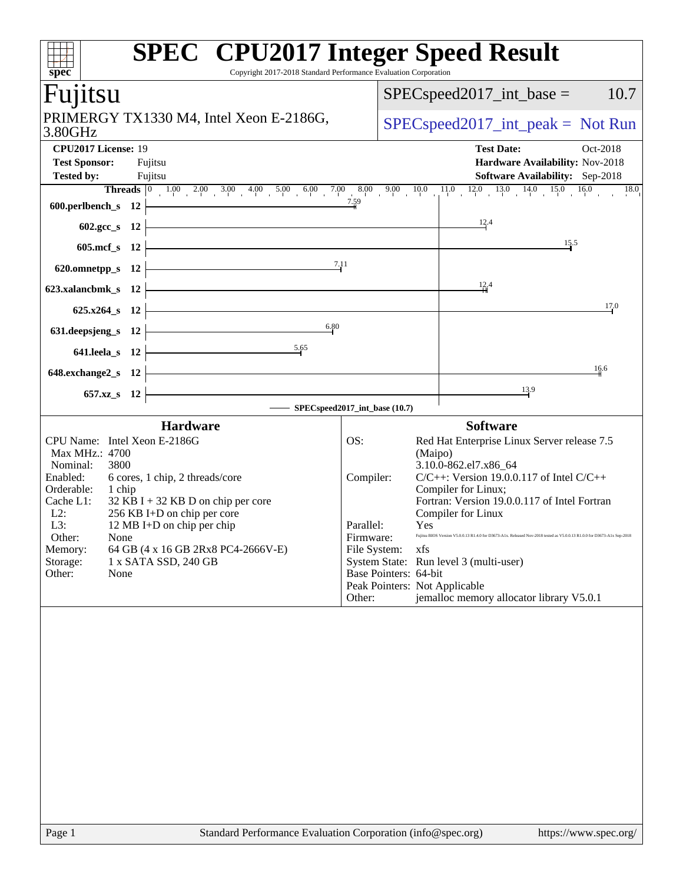# SPEC CPU2017 Integer Speed Result

Copyright 2017-2018 Standard Performance Evaluation Corporation

## Fujitsu

PRIMERGY TX1330 M4, Intel Xeon E-2186G, 3.80GHz

SPECspeed2017_int_base = 10.7

SPECspeed2017_int_peak = Not Run

**CPU2017 License:** 19
**Test Sponsor:** Fujitsu
**Tested by:** Fujitsu

**Test Date:** Oct-2018
**Hardware Availability:** Nov-2018
**Software Availability:** Sep-2018

| Benchmark | Threads | Base Ratio |
|---|---|---|
| 600.perlbench_s | 12 | 7.59 |
| 602.gcc_s | 12 | 12.4 |
| 605.mcf_s | 12 | 15.5 |
| 620.omnetpp_s | 12 | 7.11 |
| 623.xalancbmk_s | 12 | 12.4 |
| 625.x264_s | 12 | 17.0 |
| 631.deepsjeng_s | 12 | 6.80 |
| 641.leela_s | 12 | 5.65 |
| 648.exchange2_s | 12 | 16.6 |
| 657.xz_s | 12 | 13.9 |

SPECspeed2017_int_base (10.7)

### Hardware

| | |
|---|---|
| CPU Name: | Intel Xeon E-2186G |
| Max MHz.: | 4700 |
| Nominal: | 3800 |
| Enabled: | 6 cores, 1 chip, 2 threads/core |
| Orderable: | 1 chip |
| Cache L1: | 32 KB I + 32 KB D on chip per core |
| L2: | 256 KB I+D on chip per core |
| L3: | 12 MB I+D on chip per chip |
| Other: | None |
| Memory: | 64 GB (4 x 16 GB 2Rx8 PC4-2666V-E) |
| Storage: | 1 x SATA SSD, 240 GB |
| Other: | None |

### Software

| | |
|---|---|
| OS: | Red Hat Enterprise Linux Server release 7.5 (Maipo) 3.10.0-862.el7.x86_64 |
| Compiler: | C/C++: Version 19.0.0.117 of Intel C/C++ Compiler for Linux; Fortran: Version 19.0.0.117 of Intel Fortran Compiler for Linux |
| Parallel: | Yes |
| Firmware: | Fujitsu BIOS Version V5.0.0.13 R1.4.0 for D3673-A1x. Released Nov-2018 tested as V5.0.0.13 R1.0.0 for D3673-A1x Sep-2018 |
| File System: | xfs |
| System State: | Run level 3 (multi-user) |
| Base Pointers: | 64-bit |
| Peak Pointers: | Not Applicable |
| Other: | jemalloc memory allocator library V5.0.1 |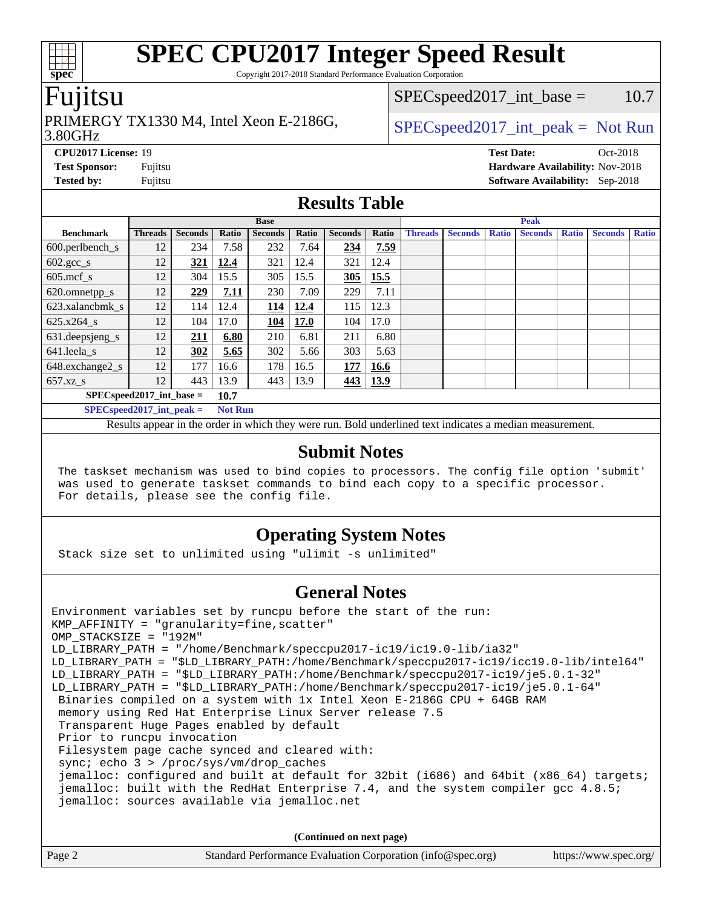# SPEC CPU2017 Integer Speed Result

Copyright 2017-2018 Standard Performance Evaluation Corporation

## Fujitsu

PRIMERGY TX1330 M4, Intel Xeon E-2186G, 3.80GHz

SPECspeed2017_int_base = 10.7

SPECspeed2017_int_peak = Not Run

**CPU2017 License:** 19
**Test Sponsor:** Fujitsu
**Tested by:** Fujitsu

**Test Date:** Oct-2018
**Hardware Availability:** Nov-2018
**Software Availability:** Sep-2018

## Results Table

| Benchmark | Base | | | | | | | Peak | | | | | | |
|---|---|---|---|---|---|---|---|---|---|---|---|---|---|---|
| | Threads | Seconds | Ratio | Seconds | Ratio | Seconds | Ratio | Threads | Seconds | Ratio | Seconds | Ratio | Seconds | Ratio |
| 600.perlbench_s | 12 | 234 | 7.58 | 232 | 7.64 | **234** | **7.59** | | | | | | | |
| 602.gcc_s | 12 | **321** | **12.4** | 321 | 12.4 | 321 | 12.4 | | | | | | | |
| 605.mcf_s | 12 | 304 | 15.5 | 305 | 15.5 | **305** | **15.5** | | | | | | | |
| 620.omnetpp_s | 12 | **229** | **7.11** | 230 | 7.09 | 229 | 7.11 | | | | | | | |
| 623.xalancbmk_s | 12 | 114 | 12.4 | **114** | **12.4** | 115 | 12.3 | | | | | | | |
| 625.x264_s | 12 | 104 | 17.0 | **104** | **17.0** | 104 | 17.0 | | | | | | | |
| 631.deepsjeng_s | 12 | **211** | **6.80** | 210 | 6.81 | 211 | 6.80 | | | | | | | |
| 641.leela_s | 12 | **302** | **5.65** | 302 | 5.66 | 303 | 5.63 | | | | | | | |
| 648.exchange2_s | 12 | 177 | 16.6 | 178 | 16.5 | **177** | **16.6** | | | | | | | |
| 657.xz_s | 12 | 443 | 13.9 | 443 | 13.9 | **443** | **13.9** | | | | | | | |

**SPECspeed2017_int_base =** **10.7**

**SPECspeed2017_int_peak =** **Not Run**

Results appear in the order in which they were run. Bold underlined text indicates a median measurement.

## Submit Notes

```
The taskset mechanism was used to bind copies to processors. The config file option 'submit'
was used to generate taskset commands to bind each copy to a specific processor.
For details, please see the config file.
```

## Operating System Notes

```
Stack size set to unlimited using "ulimit -s unlimited"
```

## General Notes

```
Environment variables set by runcpu before the start of the run:
KMP_AFFINITY = "granularity=fine,scatter"
OMP_STACKSIZE = "192M"
LD_LIBRARY_PATH = "/home/Benchmark/speccpu2017-ic19/ic19.0-lib/ia32"
LD_LIBRARY_PATH = "$LD_LIBRARY_PATH:/home/Benchmark/speccpu2017-ic19/icc19.0-lib/intel64"
LD_LIBRARY_PATH = "$LD_LIBRARY_PATH:/home/Benchmark/speccpu2017-ic19/je5.0.1-32"
LD_LIBRARY_PATH = "$LD_LIBRARY_PATH:/home/Benchmark/speccpu2017-ic19/je5.0.1-64"
 Binaries compiled on a system with 1x Intel Xeon E-2186G CPU + 64GB RAM
 memory using Red Hat Enterprise Linux Server release 7.5
 Transparent Huge Pages enabled by default
 Prior to runcpu invocation
 Filesystem page cache synced and cleared with:
 sync; echo 3 > /proc/sys/vm/drop_caches
 jemalloc: configured and built at default for 32bit (i686) and 64bit (x86_64) targets;
 jemalloc: built with the RedHat Enterprise 7.4, and the system compiler gcc 4.8.5;
 jemalloc: sources available via jemalloc.net
```

**(Continued on next page)**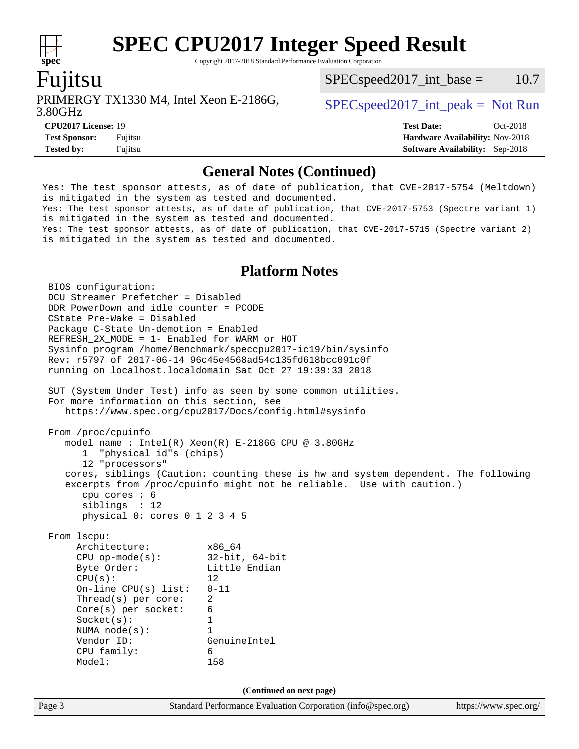## General Notes (Continued)

```
Yes: The test sponsor attests, as of date of publication, that CVE-2017-5754 (Meltdown)
is mitigated in the system as tested and documented.
Yes: The test sponsor attests, as of date of publication, that CVE-2017-5753 (Spectre variant 1)
is mitigated in the system as tested and documented.
Yes: The test sponsor attests, as of date of publication, that CVE-2017-5715 (Spectre variant 2)
is mitigated in the system as tested and documented.
```

## Platform Notes

```
BIOS configuration:
DCU Streamer Prefetcher = Disabled
DDR PowerDown and idle counter = PCODE
CState Pre-Wake = Disabled
Package C-State Un-demotion = Enabled
REFRESH_2X_MODE = 1- Enabled for WARM or HOT
Sysinfo program /home/Benchmark/speccpu2017-ic19/bin/sysinfo
Rev: r5797 of 2017-06-14 96c45e4568ad54c135fd618bcc091c0f
running on localhost.localdomain Sat Oct 27 19:39:33 2018

SUT (System Under Test) info as seen by some common utilities.
For more information on this section, see
   https://www.spec.org/cpu2017/Docs/config.html#sysinfo

From /proc/cpuinfo
   model name : Intel(R) Xeon(R) E-2186G CPU @ 3.80GHz
      1  "physical id"s (chips)
      12 "processors"
   cores, siblings (Caution: counting these is hw and system dependent. The following
   excerpts from /proc/cpuinfo might not be reliable.  Use with caution.)
      cpu cores : 6
      siblings  : 12
      physical 0: cores 0 1 2 3 4 5

From lscpu:
     Architecture:          x86_64
     CPU op-mode(s):        32-bit, 64-bit
     Byte Order:            Little Endian
     CPU(s):                12
     On-line CPU(s) list:   0-11
     Thread(s) per core:    2
     Core(s) per socket:    6
     Socket(s):             1
     NUMA node(s):          1
     Vendor ID:             GenuineIntel
     CPU family:            6
     Model:                 158
```

(Continued on next page)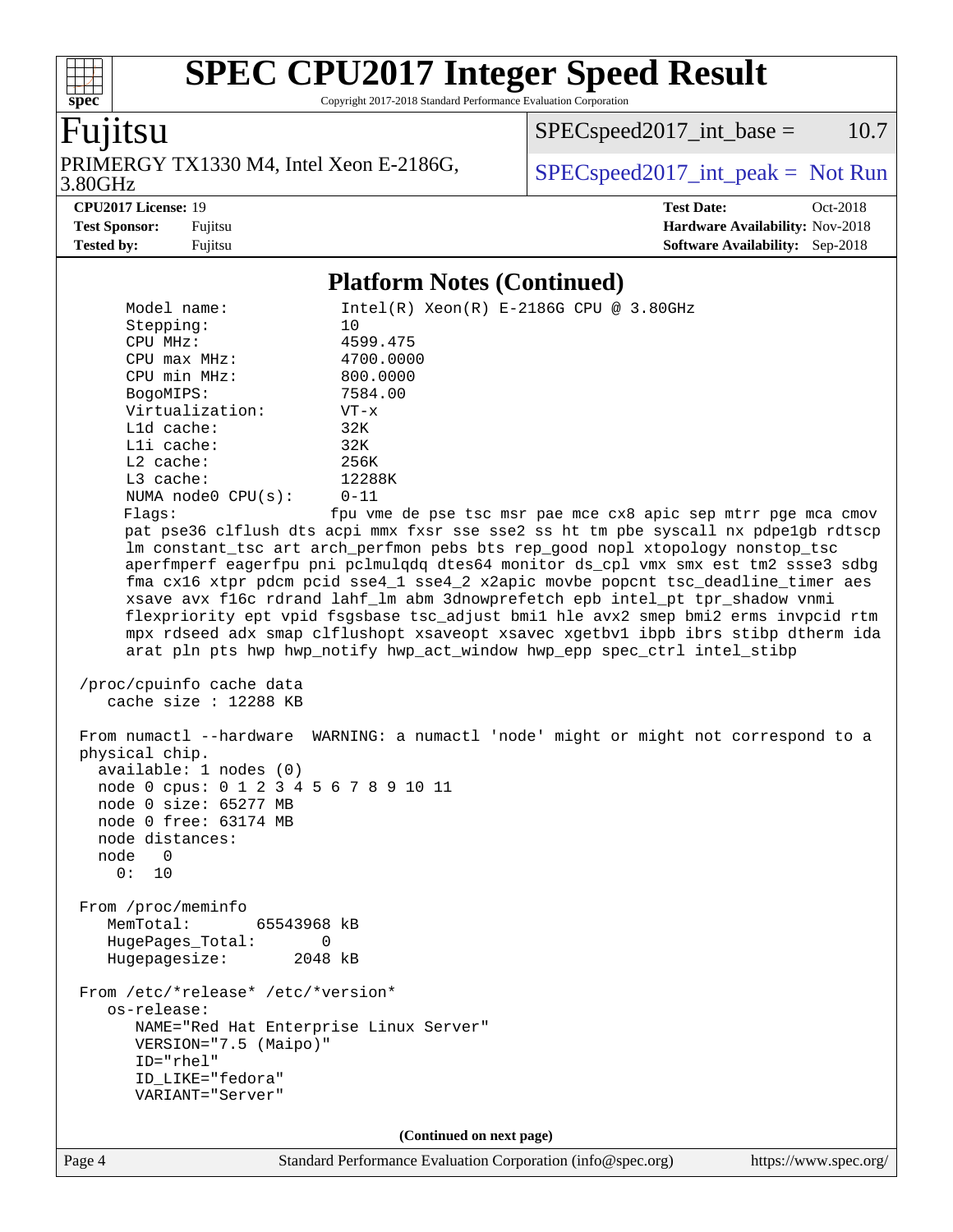# SPEC CPU2017 Integer Speed Result

Copyright 2017-2018 Standard Performance Evaluation Corporation

## Fujitsu

PRIMERGY TX1330 M4, Intel Xeon E-2186G, 3.80GHz

SPECspeed2017_int_base = 10.7

SPECspeed2017_int_peak = Not Run

**CPU2017 License:** 19
**Test Sponsor:** Fujitsu
**Tested by:** Fujitsu

**Test Date:** Oct-2018
**Hardware Availability:** Nov-2018
**Software Availability:** Sep-2018

### Platform Notes (Continued)

```
     Model name:            Intel(R) Xeon(R) E-2186G CPU @ 3.80GHz
     Stepping:              10
     CPU MHz:               4599.475
     CPU max MHz:           4700.0000
     CPU min MHz:           800.0000
     BogoMIPS:              7584.00
     Virtualization:        VT-x
     L1d cache:             32K
     L1i cache:             32K
     L2 cache:              256K
     L3 cache:              12288K
     NUMA node0 CPU(s):     0-11
     Flags:                 fpu vme de pse tsc msr pae mce cx8 apic sep mtrr pge mca cmov
     pat pse36 clflush dts acpi mmx fxsr sse sse2 ss ht tm pbe syscall nx pdpe1gb rdtscp
     lm constant_tsc art arch_perfmon pebs bts rep_good nopl xtopology nonstop_tsc
     aperfmperf eagerfpu pni pclmulqdq dtes64 monitor ds_cpl vmx smx est tm2 ssse3 sdbg
     fma cx16 xtpr pdcm pcid sse4_1 sse4_2 x2apic movbe popcnt tsc_deadline_timer aes
     xsave avx f16c rdrand lahf_lm abm 3dnowprefetch epb intel_pt tpr_shadow vnmi
     flexpriority ept vpid fsgsbase tsc_adjust bmi1 hle avx2 smep bmi2 erms invpcid rtm
     mpx rdseed adx smap clflushopt xsaveopt xsavec xgetbv1 ibpb ibrs stibp dtherm ida
     arat pln pts hwp hwp_notify hwp_act_window hwp_epp spec_ctrl intel_stibp

 /proc/cpuinfo cache data
    cache size : 12288 KB

 From numactl --hardware  WARNING: a numactl 'node' might or might not correspond to a
 physical chip.
   available: 1 nodes (0)
   node 0 cpus: 0 1 2 3 4 5 6 7 8 9 10 11
   node 0 size: 65277 MB
   node 0 free: 63174 MB
   node distances:
   node   0
     0:  10

 From /proc/meminfo
    MemTotal:       65543968 kB
    HugePages_Total:       0
    Hugepagesize:       2048 kB

 From /etc/*release* /etc/*version*
    os-release:
       NAME="Red Hat Enterprise Linux Server"
       VERSION="7.5 (Maipo)"
       ID="rhel"
       ID_LIKE="fedora"
       VARIANT="Server"
```

(Continued on next page)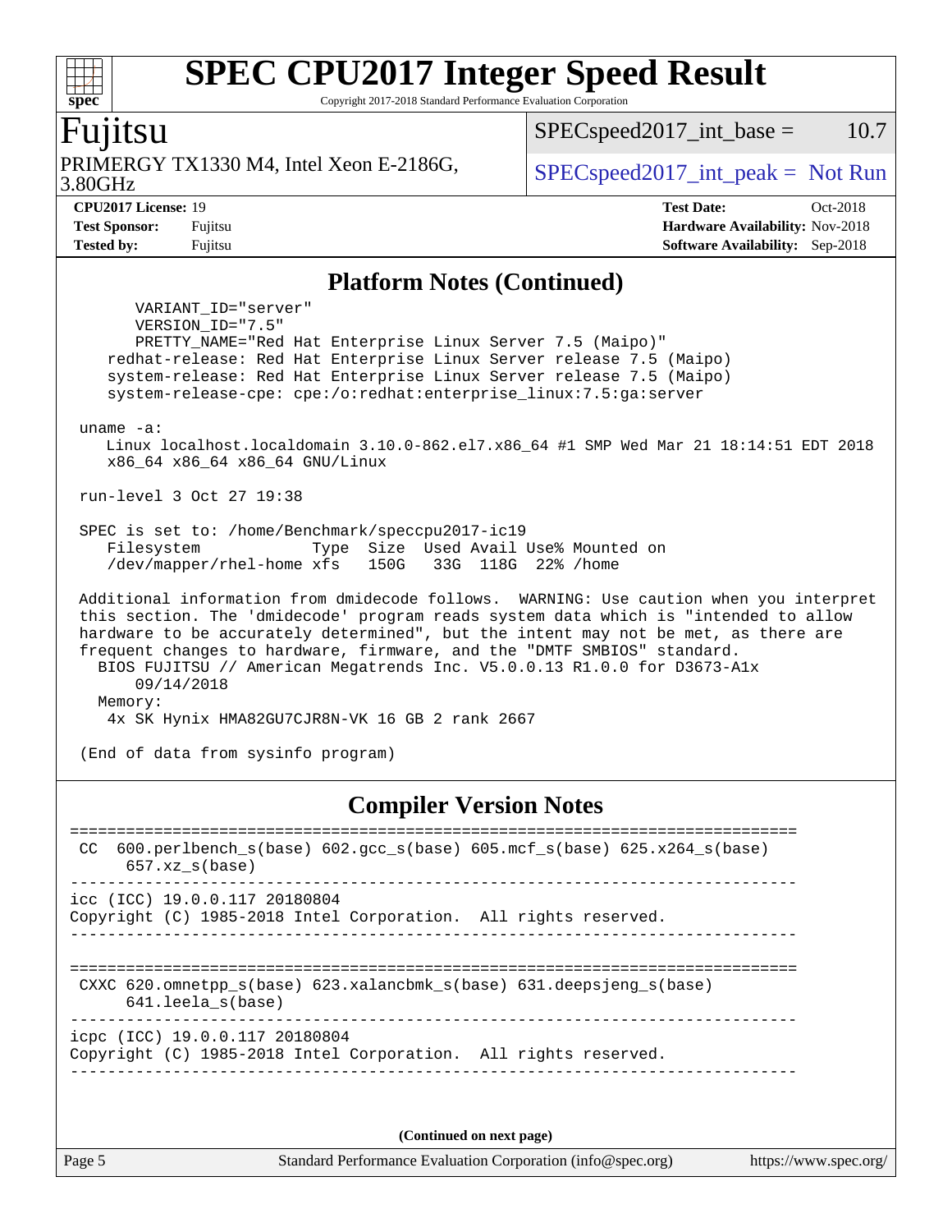# SPEC CPU2017 Integer Speed Result

Copyright 2017-2018 Standard Performance Evaluation Corporation

## Fujitsu

PRIMERGY TX1330 M4, Intel Xeon E-2186G, 3.80GHz

SPECspeed2017_int_base = 10.7

SPECspeed2017_int_peak = Not Run

**CPU2017 License:** 19
**Test Sponsor:** Fujitsu
**Tested by:** Fujitsu

**Test Date:** Oct-2018
**Hardware Availability:** Nov-2018
**Software Availability:** Sep-2018

## Platform Notes (Continued)

```
        VARIANT_ID="server"
        VERSION_ID="7.5"
        PRETTY_NAME="Red Hat Enterprise Linux Server 7.5 (Maipo)"
     redhat-release: Red Hat Enterprise Linux Server release 7.5 (Maipo)
     system-release: Red Hat Enterprise Linux Server release 7.5 (Maipo)
     system-release-cpe: cpe:/o:redhat:enterprise_linux:7.5:ga:server

 uname -a:
    Linux localhost.localdomain 3.10.0-862.el7.x86_64 #1 SMP Wed Mar 21 18:14:51 EDT 2018
    x86_64 x86_64 x86_64 GNU/Linux

 run-level 3 Oct 27 19:38

 SPEC is set to: /home/Benchmark/speccpu2017-ic19
    Filesystem            Type  Size  Used Avail Use% Mounted on
    /dev/mapper/rhel-home xfs   150G   33G  118G  22% /home

 Additional information from dmidecode follows.  WARNING: Use caution when you interpret
 this section. The 'dmidecode' program reads system data which is "intended to allow
 hardware to be accurately determined", but the intent may not be met, as there are
 frequent changes to hardware, firmware, and the "DMTF SMBIOS" standard.
   BIOS FUJITSU // American Megatrends Inc. V5.0.0.13 R1.0.0 for D3673-A1x
       09/14/2018
   Memory:
    4x SK Hynix HMA82GU7CJR8N-VK 16 GB 2 rank 2667

 (End of data from sysinfo program)
```

## Compiler Version Notes

```
==============================================================================
 CC  600.perlbench_s(base) 602.gcc_s(base) 605.mcf_s(base) 625.x264_s(base)
      657.xz_s(base)
------------------------------------------------------------------------------
icc (ICC) 19.0.0.117 20180804
Copyright (C) 1985-2018 Intel Corporation.  All rights reserved.
------------------------------------------------------------------------------

==============================================================================
 CXXC 620.omnetpp_s(base) 623.xalancbmk_s(base) 631.deepsjeng_s(base)
      641.leela_s(base)
------------------------------------------------------------------------------
icpc (ICC) 19.0.0.117 20180804
Copyright (C) 1985-2018 Intel Corporation.  All rights reserved.
------------------------------------------------------------------------------
```

**(Continued on next page)**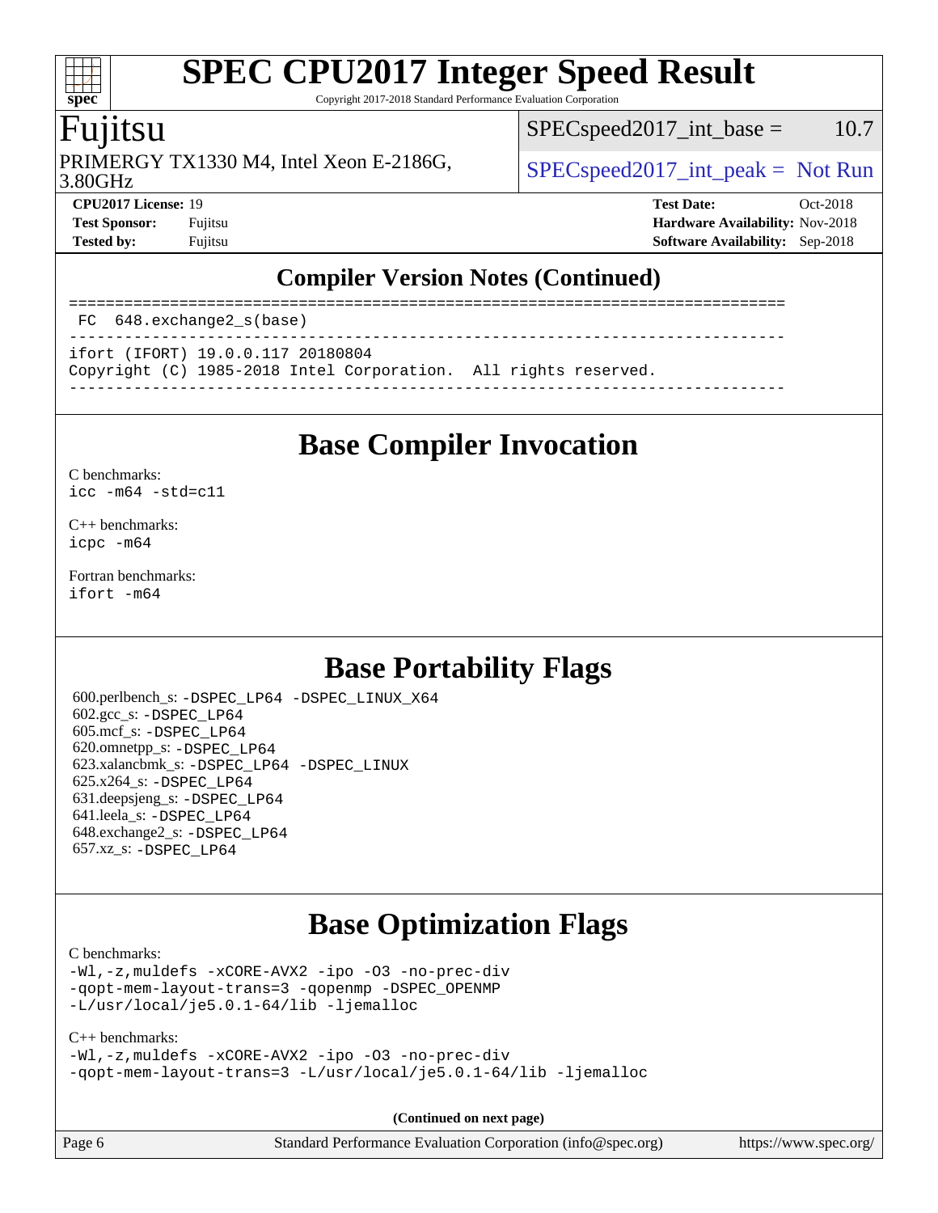## Compiler Version Notes (Continued)

```
==============================================================================
 FC  648.exchange2_s(base)
------------------------------------------------------------------------------
ifort (IFORT) 19.0.0.117 20180804
Copyright (C) 1985-2018 Intel Corporation.  All rights reserved.
------------------------------------------------------------------------------
```

## Base Compiler Invocation

C benchmarks:
`icc -m64 -std=c11`

C++ benchmarks:
`icpc -m64`

Fortran benchmarks:
`ifort -m64`

## Base Portability Flags

600.perlbench_s: `-DSPEC_LP64 -DSPEC_LINUX_X64`
602.gcc_s: `-DSPEC_LP64`
605.mcf_s: `-DSPEC_LP64`
620.omnetpp_s: `-DSPEC_LP64`
623.xalancbmk_s: `-DSPEC_LP64 -DSPEC_LINUX`
625.x264_s: `-DSPEC_LP64`
631.deepsjeng_s: `-DSPEC_LP64`
641.leela_s: `-DSPEC_LP64`
648.exchange2_s: `-DSPEC_LP64`
657.xz_s: `-DSPEC_LP64`

## Base Optimization Flags

C benchmarks:
```
-Wl,-z,muldefs -xCORE-AVX2 -ipo -O3 -no-prec-div
-qopt-mem-layout-trans=3 -qopenmp -DSPEC_OPENMP
-L/usr/local/je5.0.1-64/lib -ljemalloc
```

C++ benchmarks:
```
-Wl,-z,muldefs -xCORE-AVX2 -ipo -O3 -no-prec-div
-qopt-mem-layout-trans=3 -L/usr/local/je5.0.1-64/lib -ljemalloc
```

**(Continued on next page)**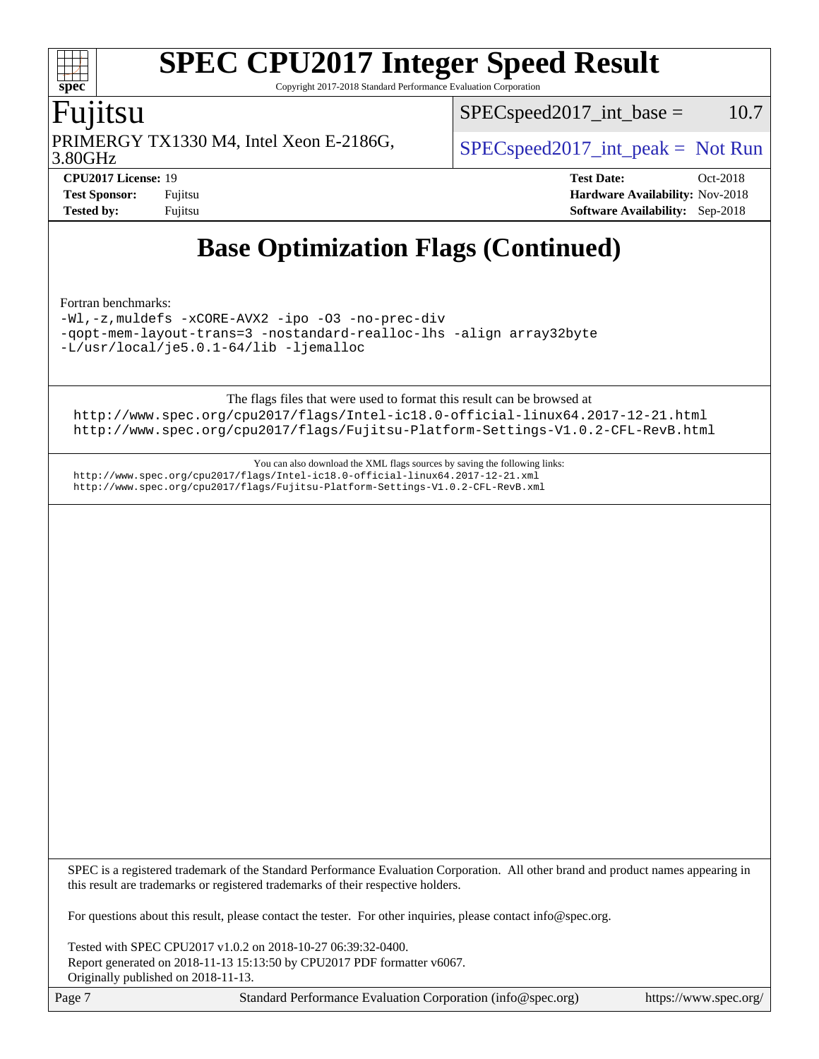# SPEC CPU2017 Integer Speed Result

Copyright 2017-2018 Standard Performance Evaluation Corporation

**Fujitsu**

PRIMERGY TX1330 M4, Intel Xeon E-2186G, 3.80GHz

SPECspeed2017_int_base = 10.7

SPECspeed2017_int_peak = Not Run

**CPU2017 License:** 19
**Test Sponsor:** Fujitsu
**Tested by:** Fujitsu

**Test Date:** Oct-2018
**Hardware Availability:** Nov-2018
**Software Availability:** Sep-2018

## Base Optimization Flags (Continued)

Fortran benchmarks:

```
-Wl,-z,muldefs -xCORE-AVX2 -ipo -O3 -no-prec-div
-qopt-mem-layout-trans=3 -nostandard-realloc-lhs -align array32byte
-L/usr/local/je5.0.1-64/lib -ljemalloc
```

The flags files that were used to format this result can be browsed at

http://www.spec.org/cpu2017/flags/Intel-ic18.0-official-linux64.2017-12-21.html
http://www.spec.org/cpu2017/flags/Fujitsu-Platform-Settings-V1.0.2-CFL-RevB.html

You can also download the XML flags sources by saving the following links:

http://www.spec.org/cpu2017/flags/Intel-ic18.0-official-linux64.2017-12-21.xml
http://www.spec.org/cpu2017/flags/Fujitsu-Platform-Settings-V1.0.2-CFL-RevB.xml

SPEC is a registered trademark of the Standard Performance Evaluation Corporation. All other brand and product names appearing in this result are trademarks or registered trademarks of their respective holders.

For questions about this result, please contact the tester. For other inquiries, please contact info@spec.org.

Tested with SPEC CPU2017 v1.0.2 on 2018-10-27 06:39:32-0400.
Report generated on 2018-11-13 15:13:50 by CPU2017 PDF formatter v6067.
Originally published on 2018-11-13.